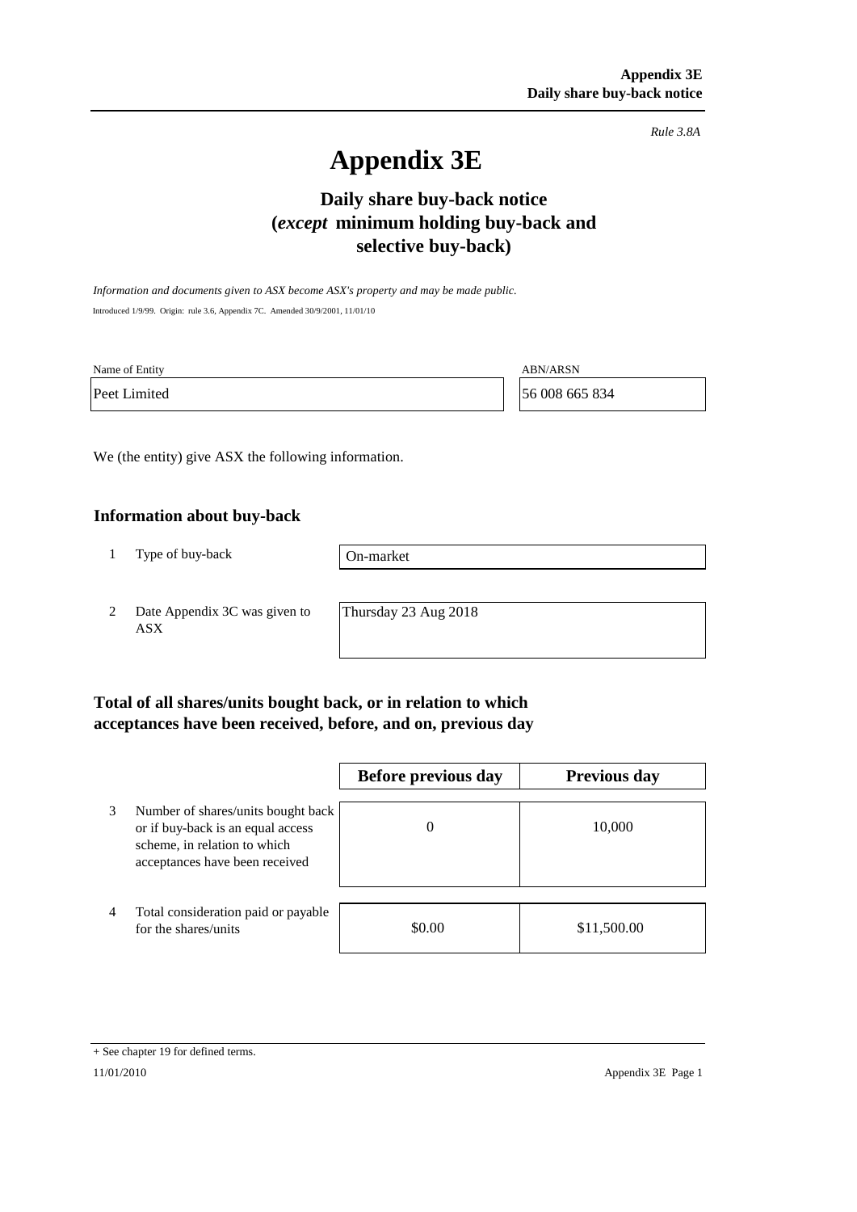*Rule 3.8A*

# Appendix 3E

## Daily share buy-back notice (*except* minimum holding buy-back and selective buy-back)

*Information and documents given to ASX become ASX's property and may be made public.*

Introduced 1/9/99. Origin: rule 3.6, Appendix 7C. Amended 30/9/2001, 11/01/10

| Name of Entity | ABN/ARSN |
|---|---|
| Peet Limited | 56 008 665 834 |

We (the entity) give ASX the following information.

### Information about buy-back

| | | |
|---|---|---|
| 1 | Type of buy-back | On-market |
| 2 | Date Appendix 3C was given to ASX | Thursday 23 Aug 2018 |

### Total of all shares/units bought back, or in relation to which acceptances have been received, before, and on, previous day

| | | Before previous day | Previous day |
|---|---|---|---|
| 3 | Number of shares/units bought back or if buy-back is an equal access scheme, in relation to which acceptances have been received | 0 | 10,000 |
| 4 | Total consideration paid or payable for the shares/units | $0.00 | $11,500.00 |

+ See chapter 19 for defined terms.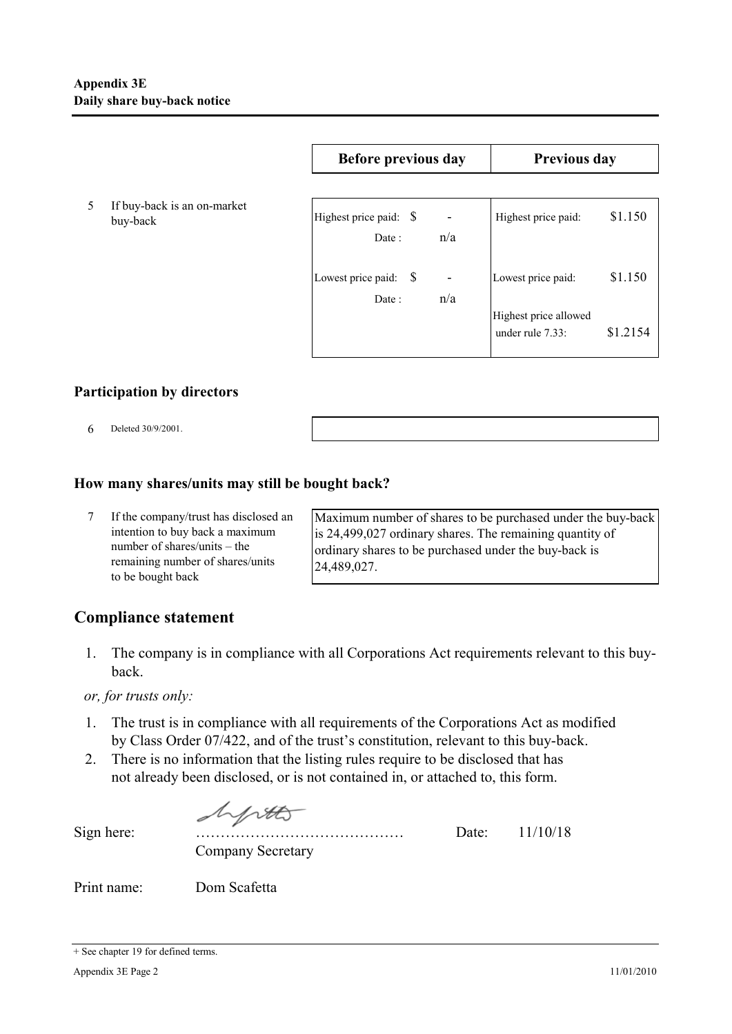**Appendix 3E**
**Daily share buy-back notice**

| | Before previous day | | Previous day | |
|---|---|---|---|---|
| 5 If buy-back is an on-market buy-back | Highest price paid: $ | - | Highest price paid: | $1.150 |
| | Date : | n/a | | |
| | Lowest price paid: $ | - | Lowest price paid: | $1.150 |
| | Date : | n/a | | |
| | | | Highest price allowed under rule 7.33: | $1.2154 |

## Participation by directors

| | |
|---|---|
| 6 Deleted 30/9/2001. | |

## How many shares/units may still be bought back?

| | |
|---|---|
| 7 If the company/trust has disclosed an intention to buy back a maximum number of shares/units – the remaining number of shares/units to be bought back | Maximum number of shares to be purchased under the buy-back is 24,499,027 ordinary shares. The remaining quantity of ordinary shares to be purchased under the buy-back is 24,489,027. |

## Compliance statement

1. The company is in compliance with all Corporations Act requirements relevant to this buy-back.

*or, for trusts only:*

1. The trust is in compliance with all requirements of the Corporations Act as modified by Class Order 07/422, and of the trust's constitution, relevant to this buy-back.
2. There is no information that the listing rules require to be disclosed that has not already been disclosed, or is not contained in, or attached to, this form.

Sign here: …………………………………… Date: 11/10/18
Company Secretary

Print name: Dom Scafetta

+ See chapter 19 for defined terms.